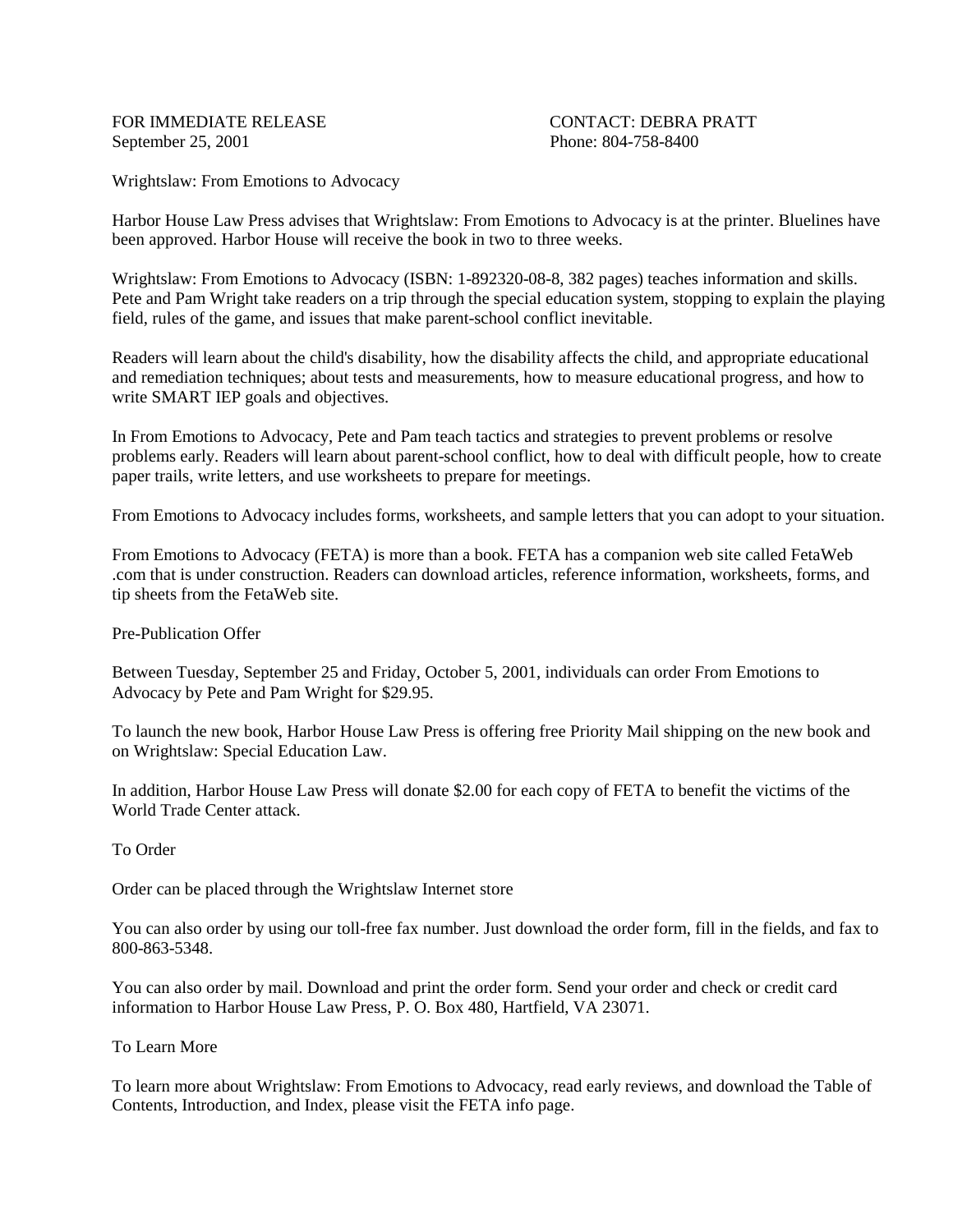FOR IMMEDIATE RELEASE
September 25, 2001

CONTACT: DEBRA PRATT
Phone: 804-758-8400

## Wrightslaw: From Emotions to Advocacy

Harbor House Law Press advises that Wrightslaw: From Emotions to Advocacy is at the printer. Bluelines have been approved. Harbor House will receive the book in two to three weeks.

Wrightslaw: From Emotions to Advocacy (ISBN: 1-892320-08-8, 382 pages) teaches information and skills. Pete and Pam Wright take readers on a trip through the special education system, stopping to explain the playing field, rules of the game, and issues that make parent-school conflict inevitable.

Readers will learn about the child's disability, how the disability affects the child, and appropriate educational and remediation techniques; about tests and measurements, how to measure educational progress, and how to write SMART IEP goals and objectives.

In From Emotions to Advocacy, Pete and Pam teach tactics and strategies to prevent problems or resolve problems early. Readers will learn about parent-school conflict, how to deal with difficult people, how to create paper trails, write letters, and use worksheets to prepare for meetings.

From Emotions to Advocacy includes forms, worksheets, and sample letters that you can adopt to your situation.

From Emotions to Advocacy (FETA) is more than a book. FETA has a companion web site called FetaWeb .com that is under construction. Readers can download articles, reference information, worksheets, forms, and tip sheets from the FetaWeb site.

## Pre-Publication Offer

Between Tuesday, September 25 and Friday, October 5, 2001, individuals can order From Emotions to Advocacy by Pete and Pam Wright for $29.95.

To launch the new book, Harbor House Law Press is offering free Priority Mail shipping on the new book and on Wrightslaw: Special Education Law.

In addition, Harbor House Law Press will donate $2.00 for each copy of FETA to benefit the victims of the World Trade Center attack.

## To Order

Order can be placed through the Wrightslaw Internet store

You can also order by using our toll-free fax number. Just download the order form, fill in the fields, and fax to 800-863-5348.

You can also order by mail. Download and print the order form. Send your order and check or credit card information to Harbor House Law Press, P. O. Box 480, Hartfield, VA 23071.

## To Learn More

To learn more about Wrightslaw: From Emotions to Advocacy, read early reviews, and download the Table of Contents, Introduction, and Index, please visit the FETA info page.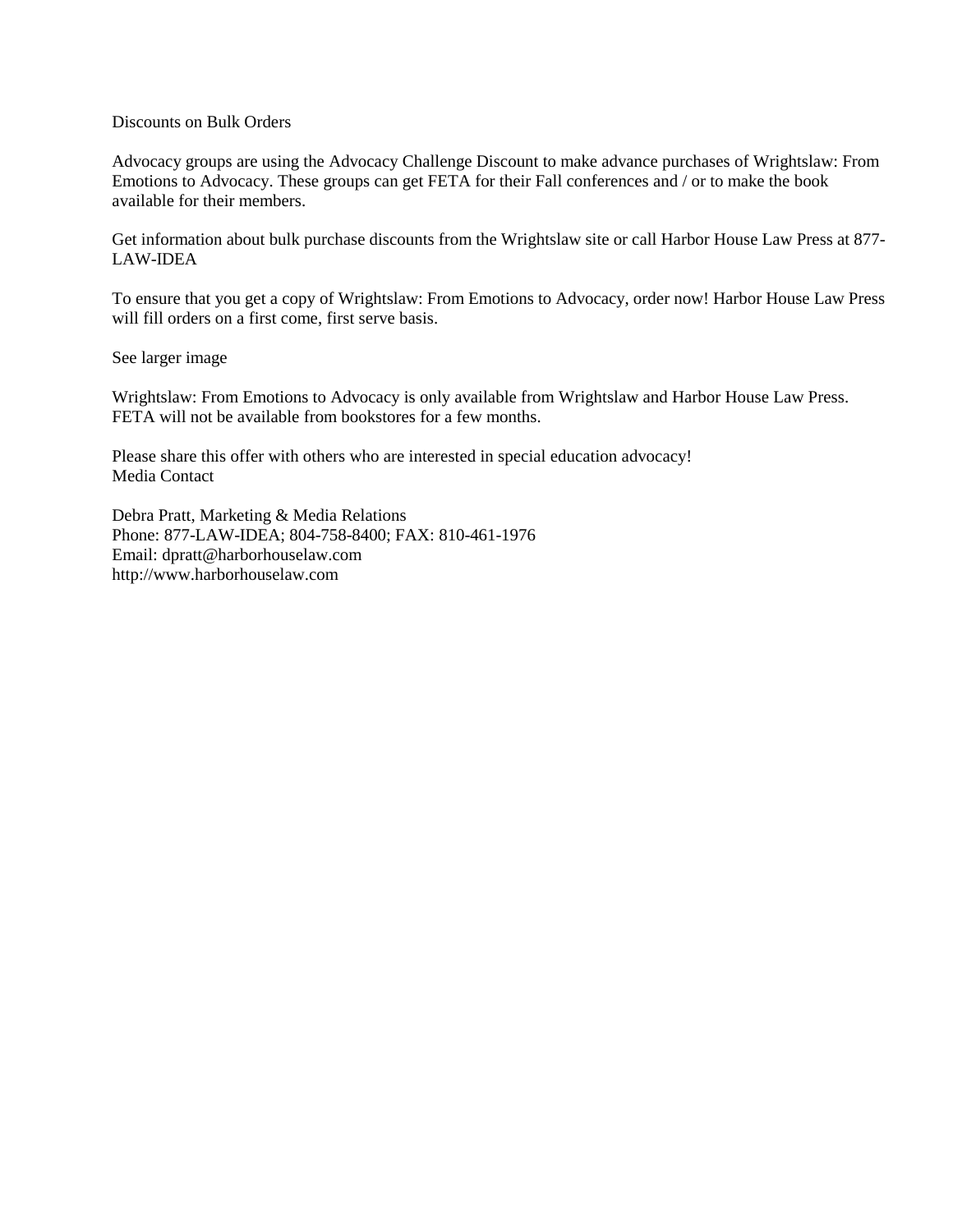Discounts on Bulk Orders

Advocacy groups are using the Advocacy Challenge Discount to make advance purchases of Wrightslaw: From Emotions to Advocacy. These groups can get FETA for their Fall conferences and / or to make the book available for their members.

Get information about bulk purchase discounts from the Wrightslaw site or call Harbor House Law Press at 877-LAW-IDEA

To ensure that you get a copy of Wrightslaw: From Emotions to Advocacy, order now! Harbor House Law Press will fill orders on a first come, first serve basis.

See larger image

Wrightslaw: From Emotions to Advocacy is only available from Wrightslaw and Harbor House Law Press. FETA will not be available from bookstores for a few months.

Please share this offer with others who are interested in special education advocacy!
Media Contact

Debra Pratt, Marketing & Media Relations
Phone: 877-LAW-IDEA; 804-758-8400; FAX: 810-461-1976
Email: dpratt@harborhouselaw.com
http://www.harborhouselaw.com